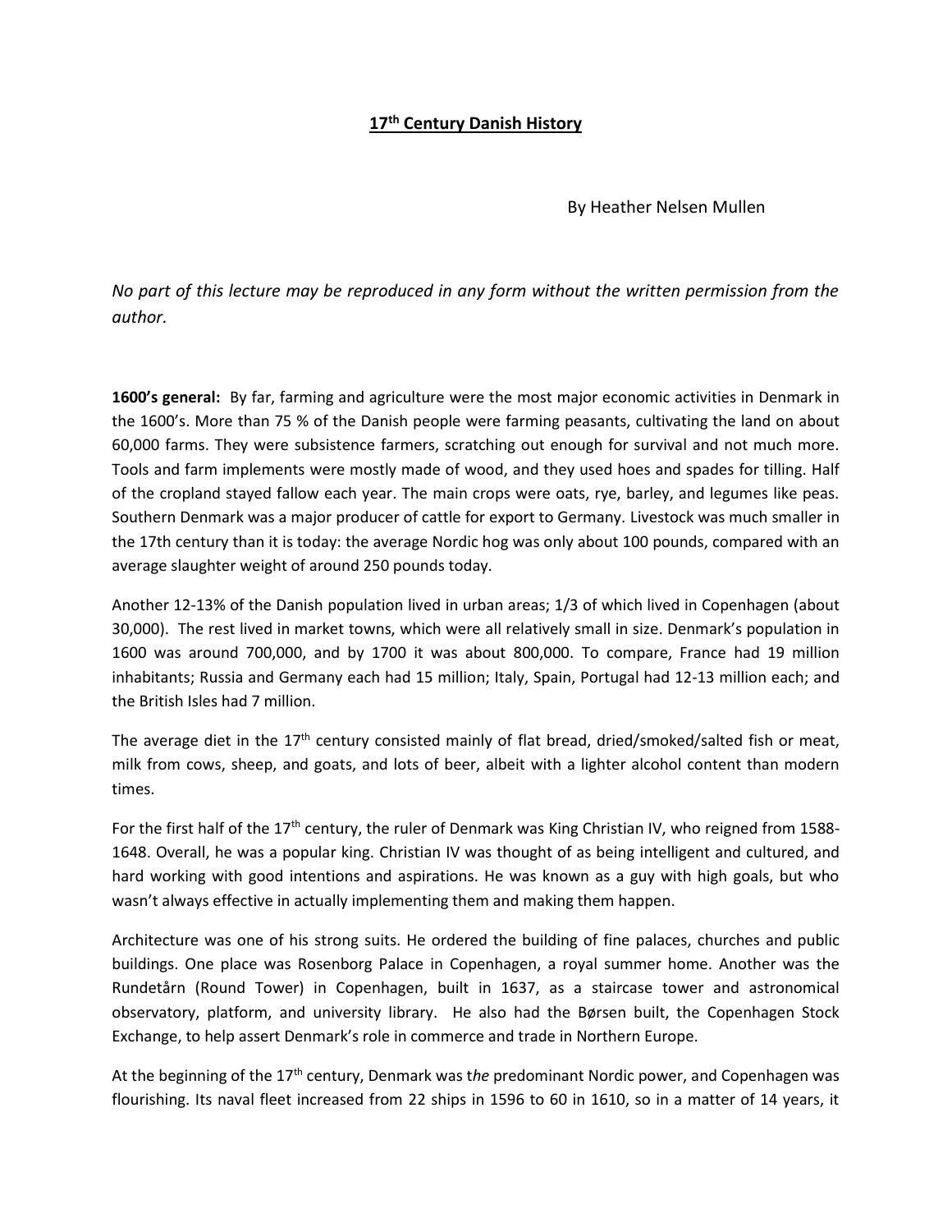# 17th Century Danish History

By Heather Nelsen Mullen

*No part of this lecture may be reproduced in any form without the written permission from the author.*

**1600's general:** By far, farming and agriculture were the most major economic activities in Denmark in the 1600's. More than 75 % of the Danish people were farming peasants, cultivating the land on about 60,000 farms. They were subsistence farmers, scratching out enough for survival and not much more. Tools and farm implements were mostly made of wood, and they used hoes and spades for tilling. Half of the cropland stayed fallow each year. The main crops were oats, rye, barley, and legumes like peas. Southern Denmark was a major producer of cattle for export to Germany. Livestock was much smaller in the 17th century than it is today: the average Nordic hog was only about 100 pounds, compared with an average slaughter weight of around 250 pounds today.

Another 12-13% of the Danish population lived in urban areas; 1/3 of which lived in Copenhagen (about 30,000). The rest lived in market towns, which were all relatively small in size. Denmark's population in 1600 was around 700,000, and by 1700 it was about 800,000. To compare, France had 19 million inhabitants; Russia and Germany each had 15 million; Italy, Spain, Portugal had 12-13 million each; and the British Isles had 7 million.

The average diet in the 17th century consisted mainly of flat bread, dried/smoked/salted fish or meat, milk from cows, sheep, and goats, and lots of beer, albeit with a lighter alcohol content than modern times.

For the first half of the 17th century, the ruler of Denmark was King Christian IV, who reigned from 1588-1648. Overall, he was a popular king. Christian IV was thought of as being intelligent and cultured, and hard working with good intentions and aspirations. He was known as a guy with high goals, but who wasn't always effective in actually implementing them and making them happen.

Architecture was one of his strong suits. He ordered the building of fine palaces, churches and public buildings. One place was Rosenborg Palace in Copenhagen, a royal summer home. Another was the Rundetårn (Round Tower) in Copenhagen, built in 1637, as a staircase tower and astronomical observatory, platform, and university library. He also had the Børsen built, the Copenhagen Stock Exchange, to help assert Denmark's role in commerce and trade in Northern Europe.

At the beginning of the 17th century, Denmark was t*he* predominant Nordic power, and Copenhagen was flourishing. Its naval fleet increased from 22 ships in 1596 to 60 in 1610, so in a matter of 14 years, it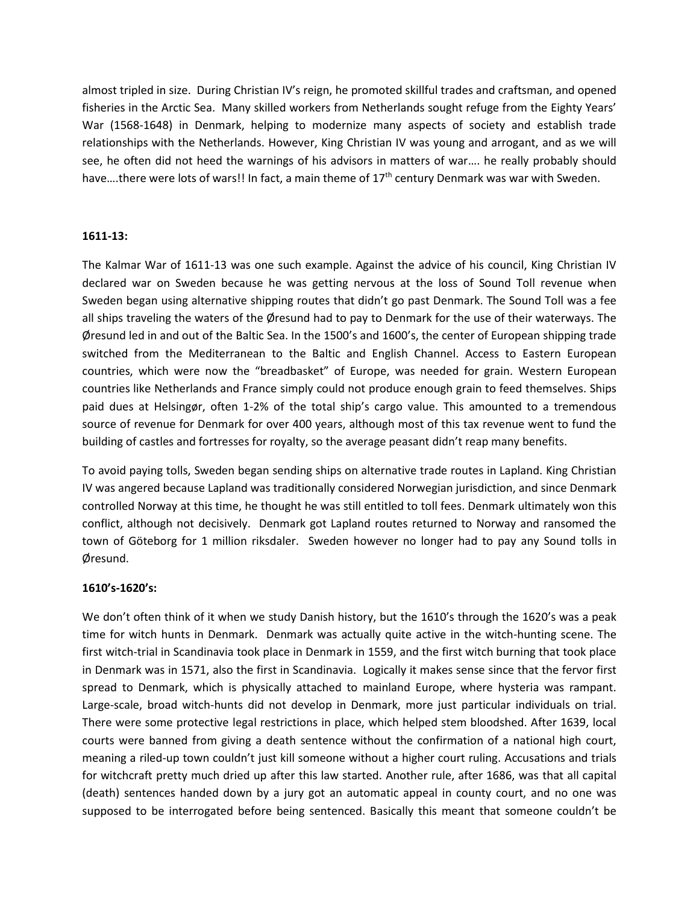almost tripled in size. During Christian IV's reign, he promoted skillful trades and craftsman, and opened fisheries in the Arctic Sea. Many skilled workers from Netherlands sought refuge from the Eighty Years' War (1568-1648) in Denmark, helping to modernize many aspects of society and establish trade relationships with the Netherlands. However, King Christian IV was young and arrogant, and as we will see, he often did not heed the warnings of his advisors in matters of war…. he really probably should have….there were lots of wars!! In fact, a main theme of 17th century Denmark was war with Sweden.

**1611-13:**

The Kalmar War of 1611-13 was one such example. Against the advice of his council, King Christian IV declared war on Sweden because he was getting nervous at the loss of Sound Toll revenue when Sweden began using alternative shipping routes that didn't go past Denmark. The Sound Toll was a fee all ships traveling the waters of the Øresund had to pay to Denmark for the use of their waterways. The Øresund led in and out of the Baltic Sea. In the 1500's and 1600's, the center of European shipping trade switched from the Mediterranean to the Baltic and English Channel. Access to Eastern European countries, which were now the "breadbasket" of Europe, was needed for grain. Western European countries like Netherlands and France simply could not produce enough grain to feed themselves. Ships paid dues at Helsingør, often 1-2% of the total ship's cargo value. This amounted to a tremendous source of revenue for Denmark for over 400 years, although most of this tax revenue went to fund the building of castles and fortresses for royalty, so the average peasant didn't reap many benefits.

To avoid paying tolls, Sweden began sending ships on alternative trade routes in Lapland. King Christian IV was angered because Lapland was traditionally considered Norwegian jurisdiction, and since Denmark controlled Norway at this time, he thought he was still entitled to toll fees. Denmark ultimately won this conflict, although not decisively. Denmark got Lapland routes returned to Norway and ransomed the town of Göteborg for 1 million riksdaler. Sweden however no longer had to pay any Sound tolls in Øresund.

**1610's-1620's:**

We don't often think of it when we study Danish history, but the 1610's through the 1620's was a peak time for witch hunts in Denmark. Denmark was actually quite active in the witch-hunting scene. The first witch-trial in Scandinavia took place in Denmark in 1559, and the first witch burning that took place in Denmark was in 1571, also the first in Scandinavia. Logically it makes sense since that the fervor first spread to Denmark, which is physically attached to mainland Europe, where hysteria was rampant. Large-scale, broad witch-hunts did not develop in Denmark, more just particular individuals on trial. There were some protective legal restrictions in place, which helped stem bloodshed. After 1639, local courts were banned from giving a death sentence without the confirmation of a national high court, meaning a riled-up town couldn't just kill someone without a higher court ruling. Accusations and trials for witchcraft pretty much dried up after this law started. Another rule, after 1686, was that all capital (death) sentences handed down by a jury got an automatic appeal in county court, and no one was supposed to be interrogated before being sentenced. Basically this meant that someone couldn't be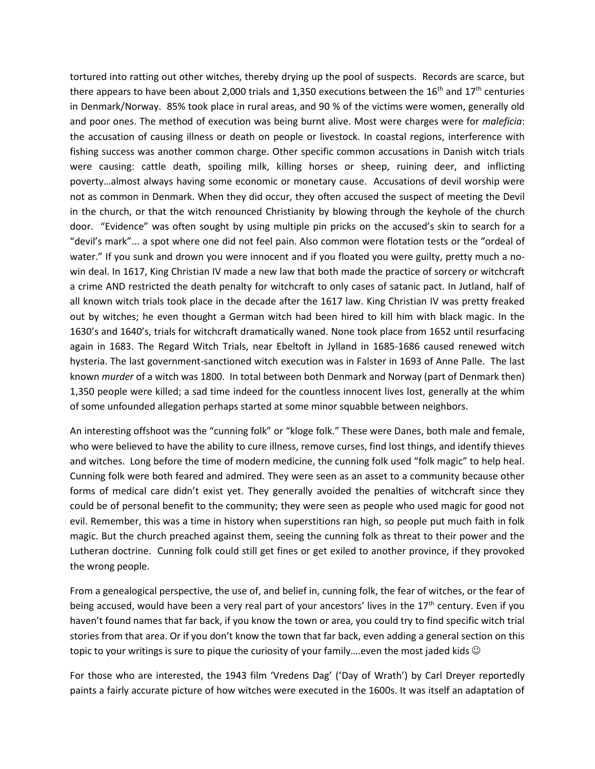tortured into ratting out other witches, thereby drying up the pool of suspects. Records are scarce, but there appears to have been about 2,000 trials and 1,350 executions between the 16th and 17th centuries in Denmark/Norway. 85% took place in rural areas, and 90 % of the victims were women, generally old and poor ones. The method of execution was being burnt alive. Most were charges were for *maleficia*: the accusation of causing illness or death on people or livestock. In coastal regions, interference with fishing success was another common charge. Other specific common accusations in Danish witch trials were causing: cattle death, spoiling milk, killing horses or sheep, ruining deer, and inflicting poverty…almost always having some economic or monetary cause. Accusations of devil worship were not as common in Denmark. When they did occur, they often accused the suspect of meeting the Devil in the church, or that the witch renounced Christianity by blowing through the keyhole of the church door. "Evidence" was often sought by using multiple pin pricks on the accused's skin to search for a "devil's mark"... a spot where one did not feel pain. Also common were flotation tests or the "ordeal of water." If you sunk and drown you were innocent and if you floated you were guilty, pretty much a no-win deal. In 1617, King Christian IV made a new law that both made the practice of sorcery or witchcraft a crime AND restricted the death penalty for witchcraft to only cases of satanic pact. In Jutland, half of all known witch trials took place in the decade after the 1617 law. King Christian IV was pretty freaked out by witches; he even thought a German witch had been hired to kill him with black magic. In the 1630's and 1640's, trials for witchcraft dramatically waned. None took place from 1652 until resurfacing again in 1683. The Regard Witch Trials, near Ebeltoft in Jylland in 1685-1686 caused renewed witch hysteria. The last government-sanctioned witch execution was in Falster in 1693 of Anne Palle. The last known *murder* of a witch was 1800. In total between both Denmark and Norway (part of Denmark then) 1,350 people were killed; a sad time indeed for the countless innocent lives lost, generally at the whim of some unfounded allegation perhaps started at some minor squabble between neighbors.

An interesting offshoot was the "cunning folk" or "kloge folk." These were Danes, both male and female, who were believed to have the ability to cure illness, remove curses, find lost things, and identify thieves and witches. Long before the time of modern medicine, the cunning folk used "folk magic" to help heal. Cunning folk were both feared and admired. They were seen as an asset to a community because other forms of medical care didn't exist yet. They generally avoided the penalties of witchcraft since they could be of personal benefit to the community; they were seen as people who used magic for good not evil. Remember, this was a time in history when superstitions ran high, so people put much faith in folk magic. But the church preached against them, seeing the cunning folk as threat to their power and the Lutheran doctrine. Cunning folk could still get fines or get exiled to another province, if they provoked the wrong people.

From a genealogical perspective, the use of, and belief in, cunning folk, the fear of witches, or the fear of being accused, would have been a very real part of your ancestors' lives in the 17th century. Even if you haven't found names that far back, if you know the town or area, you could try to find specific witch trial stories from that area. Or if you don't know the town that far back, even adding a general section on this topic to your writings is sure to pique the curiosity of your family….even the most jaded kids ☺

For those who are interested, the 1943 film 'Vredens Dag' ('Day of Wrath') by Carl Dreyer reportedly paints a fairly accurate picture of how witches were executed in the 1600s. It was itself an adaptation of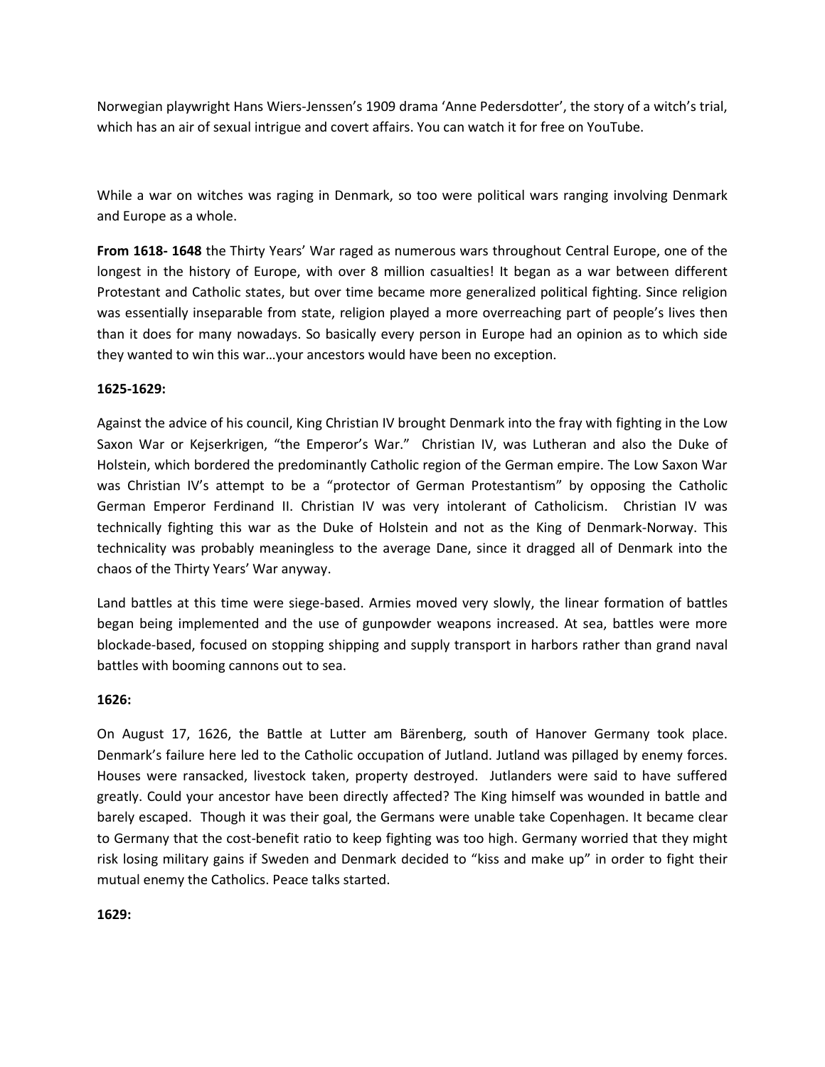Norwegian playwright Hans Wiers-Jenssen's 1909 drama 'Anne Pedersdotter', the story of a witch's trial, which has an air of sexual intrigue and covert affairs. You can watch it for free on YouTube.

While a war on witches was raging in Denmark, so too were political wars ranging involving Denmark and Europe as a whole.

**From 1618- 1648** the Thirty Years' War raged as numerous wars throughout Central Europe, one of the longest in the history of Europe, with over 8 million casualties! It began as a war between different Protestant and Catholic states, but over time became more generalized political fighting. Since religion was essentially inseparable from state, religion played a more overreaching part of people's lives then than it does for many nowadays. So basically every person in Europe had an opinion as to which side they wanted to win this war…your ancestors would have been no exception.

**1625-1629:**

Against the advice of his council, King Christian IV brought Denmark into the fray with fighting in the Low Saxon War or Kejserkrigen, "the Emperor's War." Christian IV, was Lutheran and also the Duke of Holstein, which bordered the predominantly Catholic region of the German empire. The Low Saxon War was Christian IV's attempt to be a "protector of German Protestantism" by opposing the Catholic German Emperor Ferdinand II. Christian IV was very intolerant of Catholicism. Christian IV was technically fighting this war as the Duke of Holstein and not as the King of Denmark-Norway. This technicality was probably meaningless to the average Dane, since it dragged all of Denmark into the chaos of the Thirty Years' War anyway.

Land battles at this time were siege-based. Armies moved very slowly, the linear formation of battles began being implemented and the use of gunpowder weapons increased. At sea, battles were more blockade-based, focused on stopping shipping and supply transport in harbors rather than grand naval battles with booming cannons out to sea.

**1626:**

On August 17, 1626, the Battle at Lutter am Bärenberg, south of Hanover Germany took place. Denmark's failure here led to the Catholic occupation of Jutland. Jutland was pillaged by enemy forces. Houses were ransacked, livestock taken, property destroyed. Jutlanders were said to have suffered greatly. Could your ancestor have been directly affected? The King himself was wounded in battle and barely escaped. Though it was their goal, the Germans were unable take Copenhagen. It became clear to Germany that the cost-benefit ratio to keep fighting was too high. Germany worried that they might risk losing military gains if Sweden and Denmark decided to "kiss and make up" in order to fight their mutual enemy the Catholics. Peace talks started.

**1629:**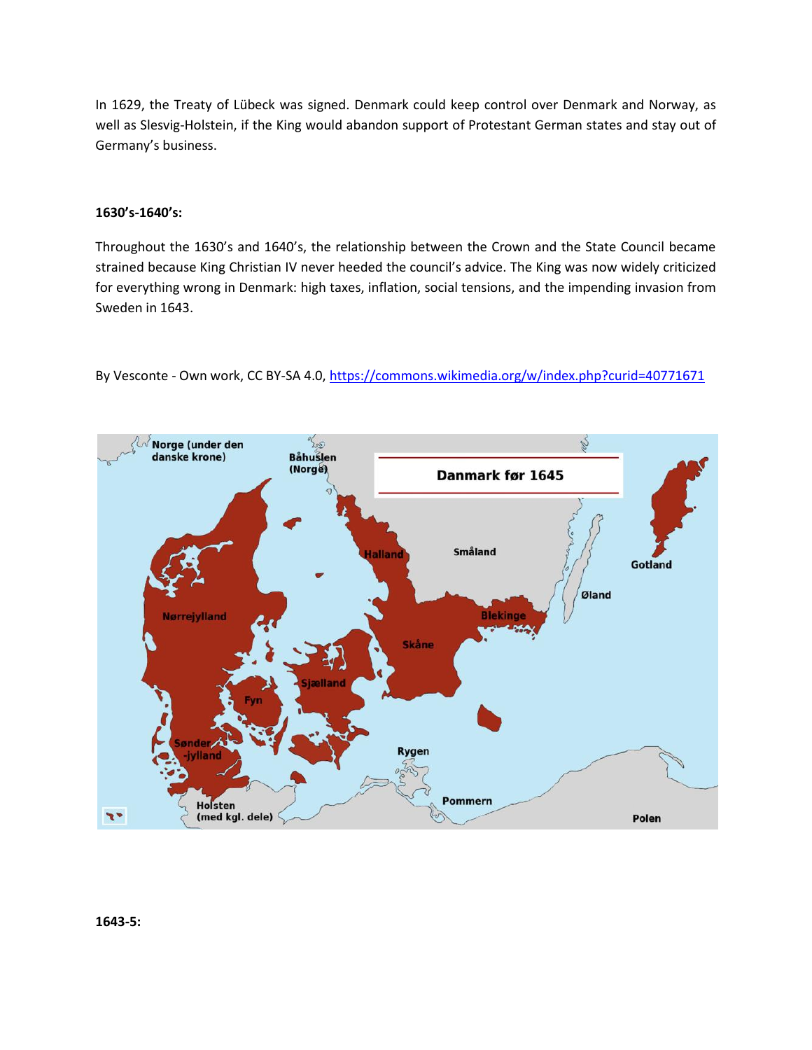In 1629, the Treaty of Lübeck was signed. Denmark could keep control over Denmark and Norway, as well as Slesvig-Holstein, if the King would abandon support of Protestant German states and stay out of Germany's business.

**1630's-1640's:**

Throughout the 1630's and 1640's, the relationship between the Crown and the State Council became strained because King Christian IV never heeded the council's advice. The King was now widely criticized for everything wrong in Denmark: high taxes, inflation, social tensions, and the impending invasion from Sweden in 1643.

By Vesconte - Own work, CC BY-SA 4.0, https://commons.wikimedia.org/w/index.php?curid=40771671

**1643-5:**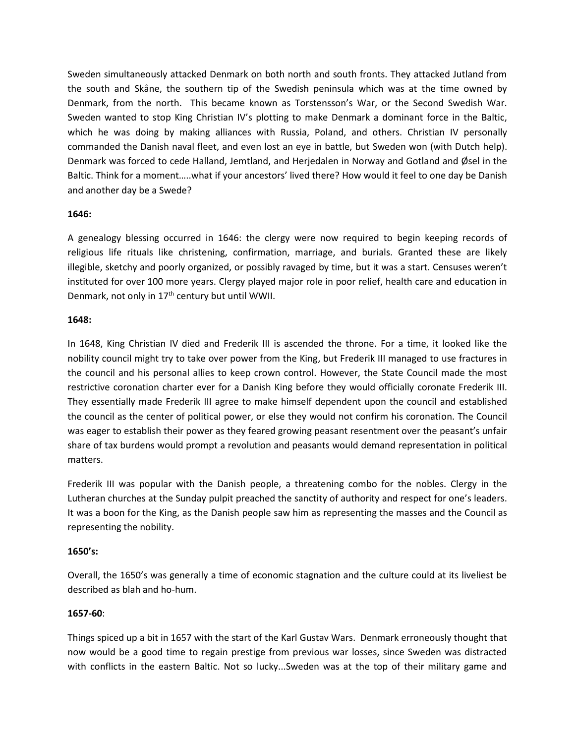Sweden simultaneously attacked Denmark on both north and south fronts. They attacked Jutland from the south and Skåne, the southern tip of the Swedish peninsula which was at the time owned by Denmark, from the north. This became known as Torstensson's War, or the Second Swedish War. Sweden wanted to stop King Christian IV's plotting to make Denmark a dominant force in the Baltic, which he was doing by making alliances with Russia, Poland, and others. Christian IV personally commanded the Danish naval fleet, and even lost an eye in battle, but Sweden won (with Dutch help). Denmark was forced to cede Halland, Jemtland, and Herjedalen in Norway and Gotland and Øsel in the Baltic. Think for a moment…..what if your ancestors' lived there? How would it feel to one day be Danish and another day be a Swede?

**1646:**

A genealogy blessing occurred in 1646: the clergy were now required to begin keeping records of religious life rituals like christening, confirmation, marriage, and burials. Granted these are likely illegible, sketchy and poorly organized, or possibly ravaged by time, but it was a start. Censuses weren't instituted for over 100 more years. Clergy played major role in poor relief, health care and education in Denmark, not only in 17th century but until WWII.

**1648:**

In 1648, King Christian IV died and Frederik III is ascended the throne. For a time, it looked like the nobility council might try to take over power from the King, but Frederik III managed to use fractures in the council and his personal allies to keep crown control. However, the State Council made the most restrictive coronation charter ever for a Danish King before they would officially coronate Frederik III. They essentially made Frederik III agree to make himself dependent upon the council and established the council as the center of political power, or else they would not confirm his coronation. The Council was eager to establish their power as they feared growing peasant resentment over the peasant's unfair share of tax burdens would prompt a revolution and peasants would demand representation in political matters.

Frederik III was popular with the Danish people, a threatening combo for the nobles. Clergy in the Lutheran churches at the Sunday pulpit preached the sanctity of authority and respect for one's leaders. It was a boon for the King, as the Danish people saw him as representing the masses and the Council as representing the nobility.

**1650's:**

Overall, the 1650's was generally a time of economic stagnation and the culture could at its liveliest be described as blah and ho-hum.

**1657-60**:

Things spiced up a bit in 1657 with the start of the Karl Gustav Wars. Denmark erroneously thought that now would be a good time to regain prestige from previous war losses, since Sweden was distracted with conflicts in the eastern Baltic. Not so lucky...Sweden was at the top of their military game and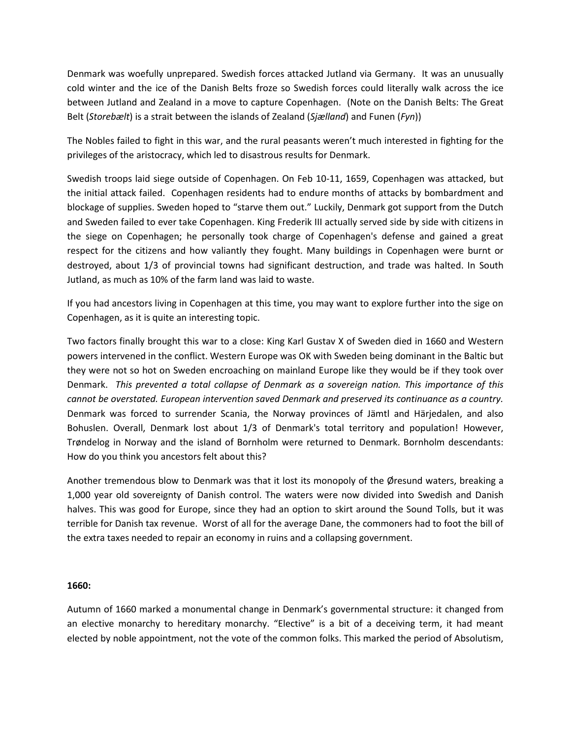Denmark was woefully unprepared. Swedish forces attacked Jutland via Germany. It was an unusually cold winter and the ice of the Danish Belts froze so Swedish forces could literally walk across the ice between Jutland and Zealand in a move to capture Copenhagen. (Note on the Danish Belts: The Great Belt (*Storebælt*) is a strait between the islands of Zealand (*Sjælland*) and Funen (*Fyn*))

The Nobles failed to fight in this war, and the rural peasants weren't much interested in fighting for the privileges of the aristocracy, which led to disastrous results for Denmark.

Swedish troops laid siege outside of Copenhagen. On Feb 10-11, 1659, Copenhagen was attacked, but the initial attack failed. Copenhagen residents had to endure months of attacks by bombardment and blockage of supplies. Sweden hoped to "starve them out." Luckily, Denmark got support from the Dutch and Sweden failed to ever take Copenhagen. King Frederik III actually served side by side with citizens in the siege on Copenhagen; he personally took charge of Copenhagen's defense and gained a great respect for the citizens and how valiantly they fought. Many buildings in Copenhagen were burnt or destroyed, about 1/3 of provincial towns had significant destruction, and trade was halted. In South Jutland, as much as 10% of the farm land was laid to waste.

If you had ancestors living in Copenhagen at this time, you may want to explore further into the sige on Copenhagen, as it is quite an interesting topic.

Two factors finally brought this war to a close: King Karl Gustav X of Sweden died in 1660 and Western powers intervened in the conflict. Western Europe was OK with Sweden being dominant in the Baltic but they were not so hot on Sweden encroaching on mainland Europe like they would be if they took over Denmark. *This prevented a total collapse of Denmark as a sovereign nation. This importance of this cannot be overstated. European intervention saved Denmark and preserved its continuance as a country.* Denmark was forced to surrender Scania, the Norway provinces of Jämtl and Härjedalen, and also Bohuslen. Overall, Denmark lost about 1/3 of Denmark's total territory and population! However, Trøndelog in Norway and the island of Bornholm were returned to Denmark. Bornholm descendants: How do you think you ancestors felt about this?

Another tremendous blow to Denmark was that it lost its monopoly of the Øresund waters, breaking a 1,000 year old sovereignty of Danish control. The waters were now divided into Swedish and Danish halves. This was good for Europe, since they had an option to skirt around the Sound Tolls, but it was terrible for Danish tax revenue. Worst of all for the average Dane, the commoners had to foot the bill of the extra taxes needed to repair an economy in ruins and a collapsing government.

**1660:**

Autumn of 1660 marked a monumental change in Denmark's governmental structure: it changed from an elective monarchy to hereditary monarchy. "Elective" is a bit of a deceiving term, it had meant elected by noble appointment, not the vote of the common folks. This marked the period of Absolutism,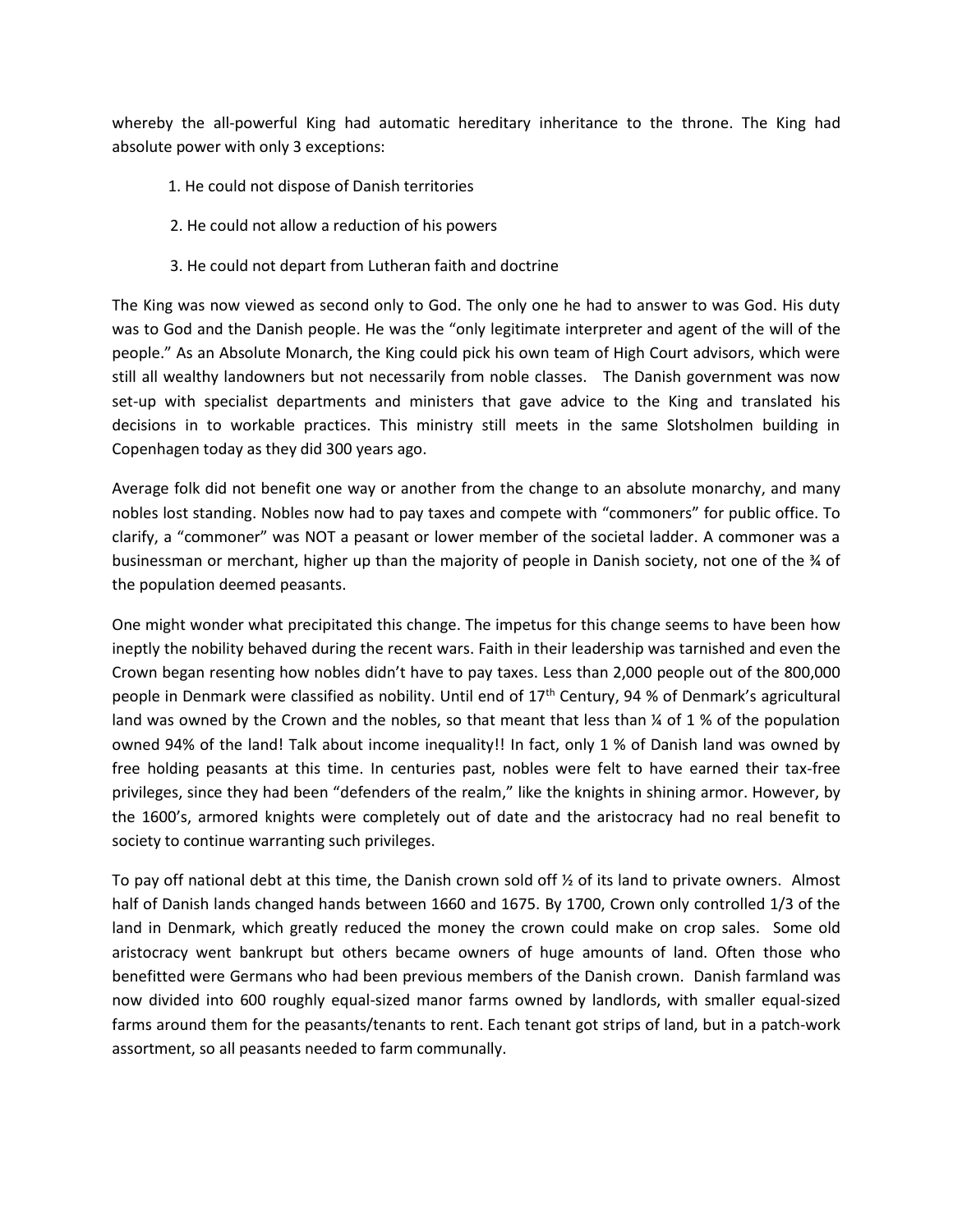whereby the all-powerful King had automatic hereditary inheritance to the throne. The King had absolute power with only 3 exceptions:

1. He could not dispose of Danish territories
2. He could not allow a reduction of his powers
3. He could not depart from Lutheran faith and doctrine

The King was now viewed as second only to God. The only one he had to answer to was God. His duty was to God and the Danish people. He was the "only legitimate interpreter and agent of the will of the people." As an Absolute Monarch, the King could pick his own team of High Court advisors, which were still all wealthy landowners but not necessarily from noble classes. The Danish government was now set-up with specialist departments and ministers that gave advice to the King and translated his decisions in to workable practices. This ministry still meets in the same Slotsholmen building in Copenhagen today as they did 300 years ago.

Average folk did not benefit one way or another from the change to an absolute monarchy, and many nobles lost standing. Nobles now had to pay taxes and compete with "commoners" for public office. To clarify, a "commoner" was NOT a peasant or lower member of the societal ladder. A commoner was a businessman or merchant, higher up than the majority of people in Danish society, not one of the ¾ of the population deemed peasants.

One might wonder what precipitated this change. The impetus for this change seems to have been how ineptly the nobility behaved during the recent wars. Faith in their leadership was tarnished and even the Crown began resenting how nobles didn't have to pay taxes. Less than 2,000 people out of the 800,000 people in Denmark were classified as nobility. Until end of 17th Century, 94 % of Denmark's agricultural land was owned by the Crown and the nobles, so that meant that less than ¼ of 1 % of the population owned 94% of the land! Talk about income inequality!! In fact, only 1 % of Danish land was owned by free holding peasants at this time. In centuries past, nobles were felt to have earned their tax-free privileges, since they had been "defenders of the realm," like the knights in shining armor. However, by the 1600's, armored knights were completely out of date and the aristocracy had no real benefit to society to continue warranting such privileges.

To pay off national debt at this time, the Danish crown sold off ½ of its land to private owners. Almost half of Danish lands changed hands between 1660 and 1675. By 1700, Crown only controlled 1/3 of the land in Denmark, which greatly reduced the money the crown could make on crop sales. Some old aristocracy went bankrupt but others became owners of huge amounts of land. Often those who benefitted were Germans who had been previous members of the Danish crown. Danish farmland was now divided into 600 roughly equal-sized manor farms owned by landlords, with smaller equal-sized farms around them for the peasants/tenants to rent. Each tenant got strips of land, but in a patch-work assortment, so all peasants needed to farm communally.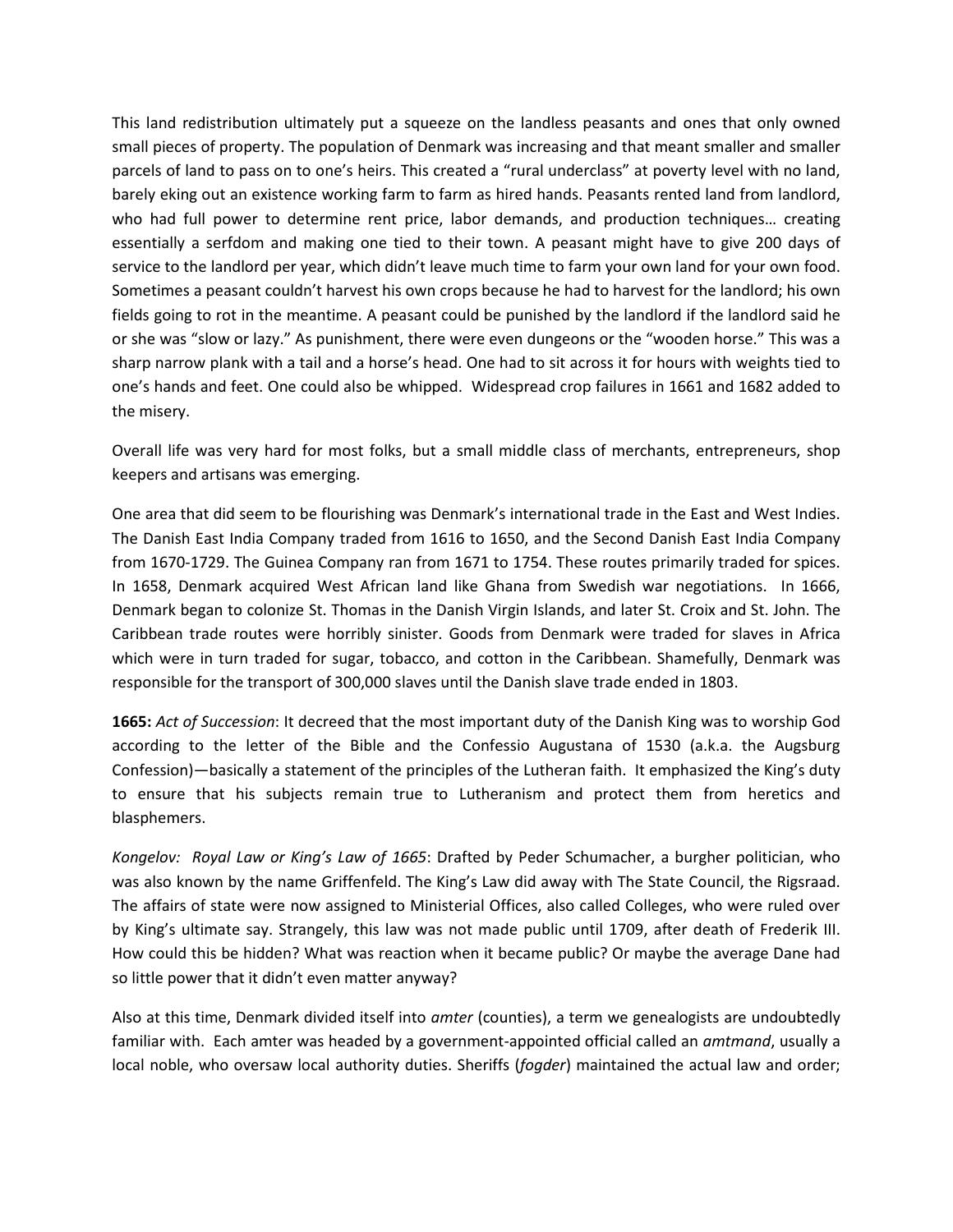This land redistribution ultimately put a squeeze on the landless peasants and ones that only owned small pieces of property. The population of Denmark was increasing and that meant smaller and smaller parcels of land to pass on to one's heirs. This created a "rural underclass" at poverty level with no land, barely eking out an existence working farm to farm as hired hands. Peasants rented land from landlord, who had full power to determine rent price, labor demands, and production techniques… creating essentially a serfdom and making one tied to their town. A peasant might have to give 200 days of service to the landlord per year, which didn't leave much time to farm your own land for your own food. Sometimes a peasant couldn't harvest his own crops because he had to harvest for the landlord; his own fields going to rot in the meantime. A peasant could be punished by the landlord if the landlord said he or she was "slow or lazy." As punishment, there were even dungeons or the "wooden horse." This was a sharp narrow plank with a tail and a horse's head. One had to sit across it for hours with weights tied to one's hands and feet. One could also be whipped. Widespread crop failures in 1661 and 1682 added to the misery.

Overall life was very hard for most folks, but a small middle class of merchants, entrepreneurs, shop keepers and artisans was emerging.

One area that did seem to be flourishing was Denmark's international trade in the East and West Indies. The Danish East India Company traded from 1616 to 1650, and the Second Danish East India Company from 1670-1729. The Guinea Company ran from 1671 to 1754. These routes primarily traded for spices. In 1658, Denmark acquired West African land like Ghana from Swedish war negotiations. In 1666, Denmark began to colonize St. Thomas in the Danish Virgin Islands, and later St. Croix and St. John. The Caribbean trade routes were horribly sinister. Goods from Denmark were traded for slaves in Africa which were in turn traded for sugar, tobacco, and cotton in the Caribbean. Shamefully, Denmark was responsible for the transport of 300,000 slaves until the Danish slave trade ended in 1803.

**1665:** *Act of Succession*: It decreed that the most important duty of the Danish King was to worship God according to the letter of the Bible and the Confessio Augustana of 1530 (a.k.a. the Augsburg Confession)—basically a statement of the principles of the Lutheran faith. It emphasized the King's duty to ensure that his subjects remain true to Lutheranism and protect them from heretics and blasphemers.

*Kongelov: Royal Law or King's Law of 1665*: Drafted by Peder Schumacher, a burgher politician, who was also known by the name Griffenfeld. The King's Law did away with The State Council, the Rigsraad. The affairs of state were now assigned to Ministerial Offices, also called Colleges, who were ruled over by King's ultimate say. Strangely, this law was not made public until 1709, after death of Frederik III. How could this be hidden? What was reaction when it became public? Or maybe the average Dane had so little power that it didn't even matter anyway?

Also at this time, Denmark divided itself into *amter* (counties), a term we genealogists are undoubtedly familiar with. Each amter was headed by a government-appointed official called an *amtmand*, usually a local noble, who oversaw local authority duties. Sheriffs (*fogder*) maintained the actual law and order;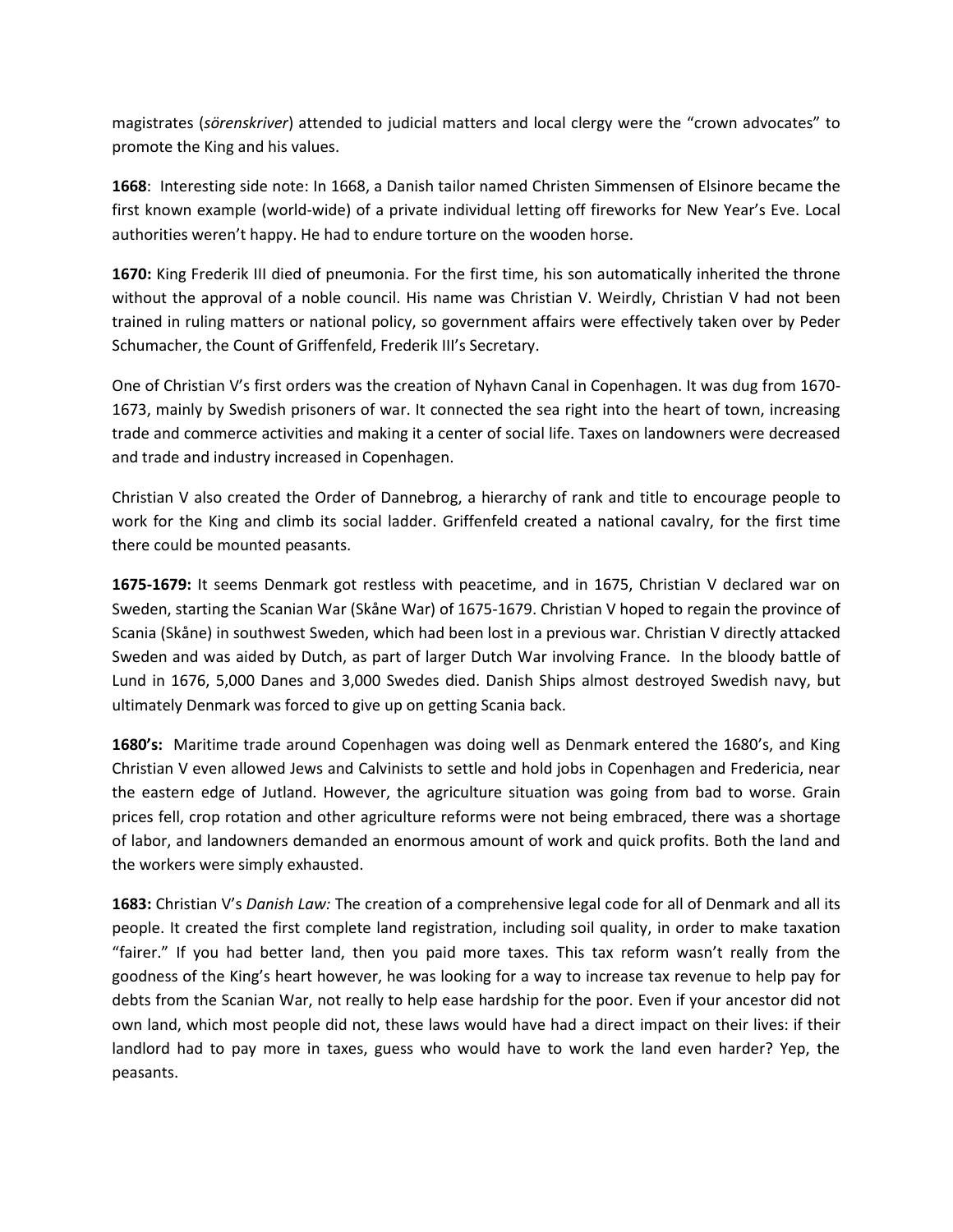magistrates (*sörenskriver*) attended to judicial matters and local clergy were the "crown advocates" to promote the King and his values.

**1668**: Interesting side note: In 1668, a Danish tailor named Christen Simmensen of Elsinore became the first known example (world-wide) of a private individual letting off fireworks for New Year's Eve. Local authorities weren't happy. He had to endure torture on the wooden horse.

**1670:** King Frederik III died of pneumonia. For the first time, his son automatically inherited the throne without the approval of a noble council. His name was Christian V. Weirdly, Christian V had not been trained in ruling matters or national policy, so government affairs were effectively taken over by Peder Schumacher, the Count of Griffenfeld, Frederik III's Secretary.

One of Christian V's first orders was the creation of Nyhavn Canal in Copenhagen. It was dug from 1670-1673, mainly by Swedish prisoners of war. It connected the sea right into the heart of town, increasing trade and commerce activities and making it a center of social life. Taxes on landowners were decreased and trade and industry increased in Copenhagen.

Christian V also created the Order of Dannebrog, a hierarchy of rank and title to encourage people to work for the King and climb its social ladder. Griffenfeld created a national cavalry, for the first time there could be mounted peasants.

**1675-1679:** It seems Denmark got restless with peacetime, and in 1675, Christian V declared war on Sweden, starting the Scanian War (Skåne War) of 1675-1679. Christian V hoped to regain the province of Scania (Skåne) in southwest Sweden, which had been lost in a previous war. Christian V directly attacked Sweden and was aided by Dutch, as part of larger Dutch War involving France. In the bloody battle of Lund in 1676, 5,000 Danes and 3,000 Swedes died. Danish Ships almost destroyed Swedish navy, but ultimately Denmark was forced to give up on getting Scania back.

**1680's:** Maritime trade around Copenhagen was doing well as Denmark entered the 1680's, and King Christian V even allowed Jews and Calvinists to settle and hold jobs in Copenhagen and Fredericia, near the eastern edge of Jutland. However, the agriculture situation was going from bad to worse. Grain prices fell, crop rotation and other agriculture reforms were not being embraced, there was a shortage of labor, and landowners demanded an enormous amount of work and quick profits. Both the land and the workers were simply exhausted.

**1683:** Christian V's *Danish Law:* The creation of a comprehensive legal code for all of Denmark and all its people. It created the first complete land registration, including soil quality, in order to make taxation "fairer." If you had better land, then you paid more taxes. This tax reform wasn't really from the goodness of the King's heart however, he was looking for a way to increase tax revenue to help pay for debts from the Scanian War, not really to help ease hardship for the poor. Even if your ancestor did not own land, which most people did not, these laws would have had a direct impact on their lives: if their landlord had to pay more in taxes, guess who would have to work the land even harder? Yep, the peasants.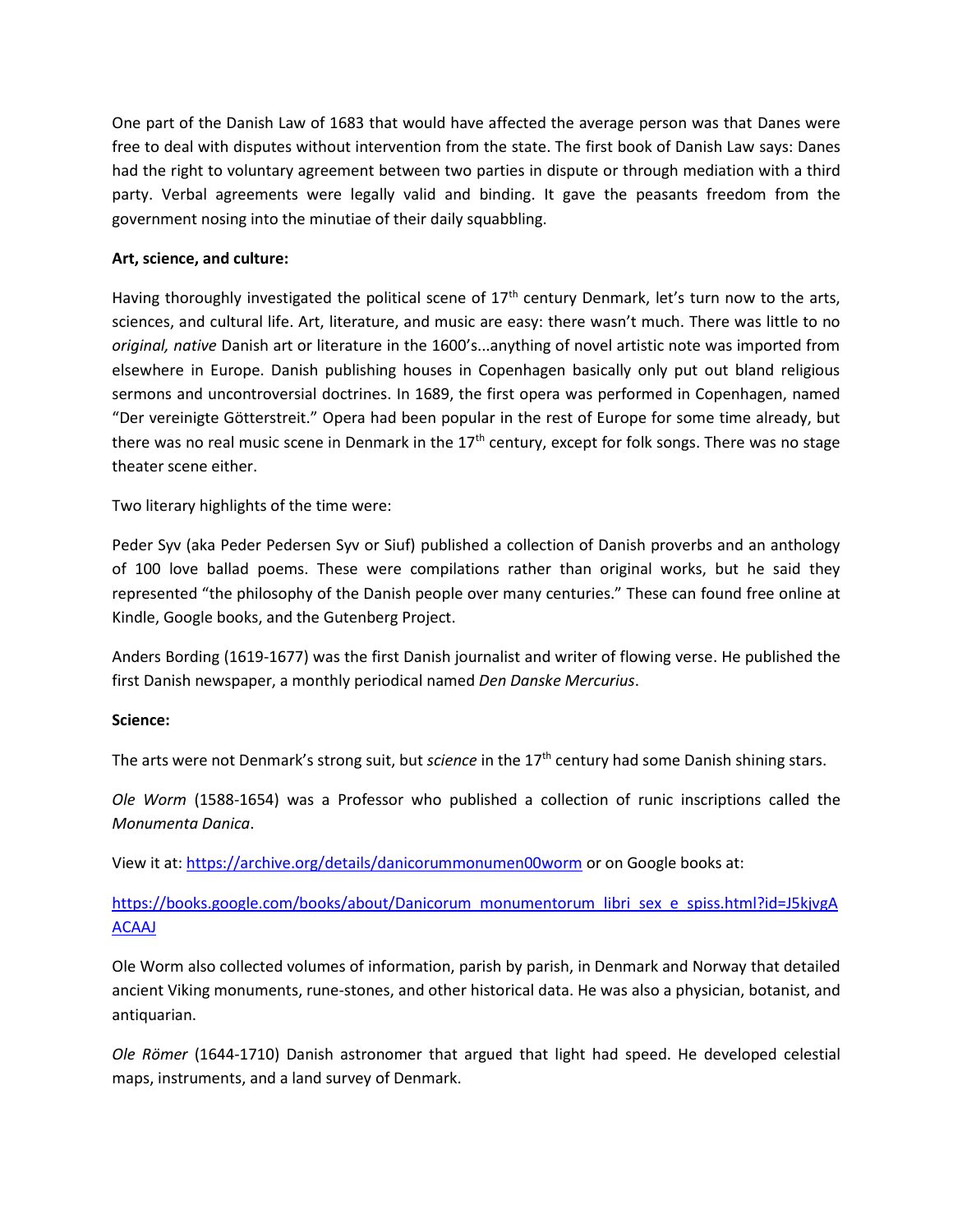One part of the Danish Law of 1683 that would have affected the average person was that Danes were free to deal with disputes without intervention from the state. The first book of Danish Law says: Danes had the right to voluntary agreement between two parties in dispute or through mediation with a third party. Verbal agreements were legally valid and binding. It gave the peasants freedom from the government nosing into the minutiae of their daily squabbling.

**Art, science, and culture:**

Having thoroughly investigated the political scene of 17th century Denmark, let's turn now to the arts, sciences, and cultural life. Art, literature, and music are easy: there wasn't much. There was little to no *original, native* Danish art or literature in the 1600's...anything of novel artistic note was imported from elsewhere in Europe. Danish publishing houses in Copenhagen basically only put out bland religious sermons and uncontroversial doctrines. In 1689, the first opera was performed in Copenhagen, named "Der vereinigte Götterstreit." Opera had been popular in the rest of Europe for some time already, but there was no real music scene in Denmark in the 17th century, except for folk songs. There was no stage theater scene either.

Two literary highlights of the time were:

Peder Syv (aka Peder Pedersen Syv or Siuf) published a collection of Danish proverbs and an anthology of 100 love ballad poems. These were compilations rather than original works, but he said they represented "the philosophy of the Danish people over many centuries." These can found free online at Kindle, Google books, and the Gutenberg Project.

Anders Bording (1619-1677) was the first Danish journalist and writer of flowing verse. He published the first Danish newspaper, a monthly periodical named *Den Danske Mercurius*.

**Science:**

The arts were not Denmark's strong suit, but *science* in the 17th century had some Danish shining stars.

*Ole Worm* (1588-1654) was a Professor who published a collection of runic inscriptions called the *Monumenta Danica*.

View it at: https://archive.org/details/danicorummonumen00worm or on Google books at:

https://books.google.com/books/about/Danicorum_monumentorum_libri_sex_e_spiss.html?id=J5kjvgAACAAJ

Ole Worm also collected volumes of information, parish by parish, in Denmark and Norway that detailed ancient Viking monuments, rune-stones, and other historical data. He was also a physician, botanist, and antiquarian.

*Ole Römer* (1644-1710) Danish astronomer that argued that light had speed. He developed celestial maps, instruments, and a land survey of Denmark.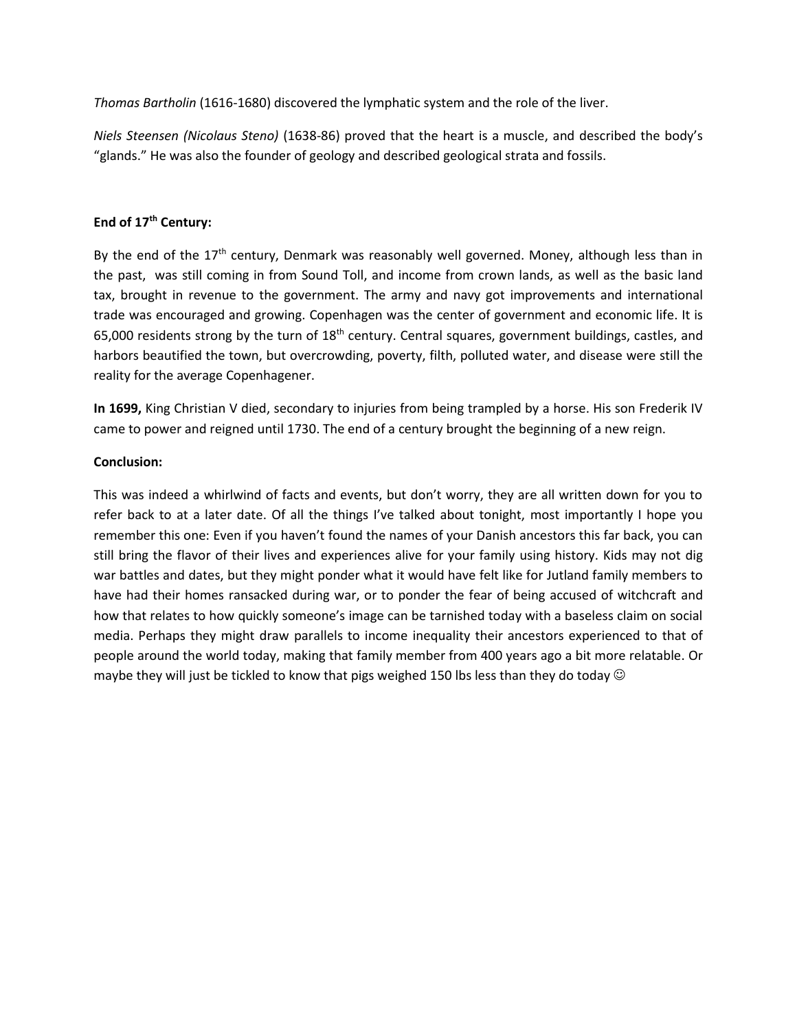*Thomas Bartholin* (1616-1680) discovered the lymphatic system and the role of the liver.

*Niels Steensen (Nicolaus Steno)* (1638-86) proved that the heart is a muscle, and described the body's "glands." He was also the founder of geology and described geological strata and fossils.

**End of 17th Century:**

By the end of the 17th century, Denmark was reasonably well governed. Money, although less than in the past, was still coming in from Sound Toll, and income from crown lands, as well as the basic land tax, brought in revenue to the government. The army and navy got improvements and international trade was encouraged and growing. Copenhagen was the center of government and economic life. It is 65,000 residents strong by the turn of 18th century. Central squares, government buildings, castles, and harbors beautified the town, but overcrowding, poverty, filth, polluted water, and disease were still the reality for the average Copenhagener.

**In 1699,** King Christian V died, secondary to injuries from being trampled by a horse. His son Frederik IV came to power and reigned until 1730. The end of a century brought the beginning of a new reign.

**Conclusion:**

This was indeed a whirlwind of facts and events, but don't worry, they are all written down for you to refer back to at a later date. Of all the things I've talked about tonight, most importantly I hope you remember this one: Even if you haven't found the names of your Danish ancestors this far back, you can still bring the flavor of their lives and experiences alive for your family using history. Kids may not dig war battles and dates, but they might ponder what it would have felt like for Jutland family members to have had their homes ransacked during war, or to ponder the fear of being accused of witchcraft and how that relates to how quickly someone's image can be tarnished today with a baseless claim on social media. Perhaps they might draw parallels to income inequality their ancestors experienced to that of people around the world today, making that family member from 400 years ago a bit more relatable. Or maybe they will just be tickled to know that pigs weighed 150 lbs less than they do today ☺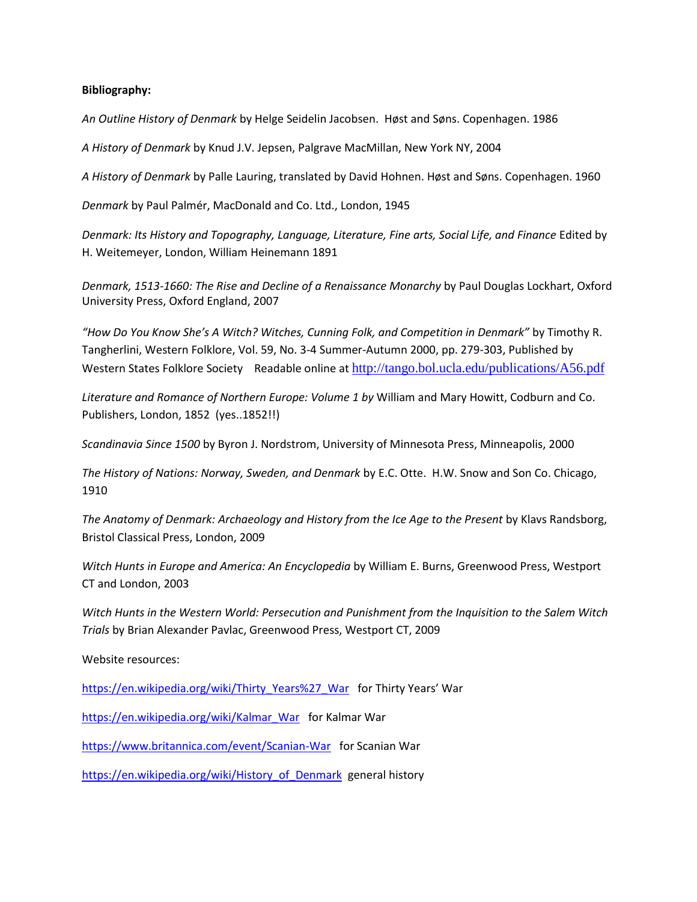**Bibliography:**

*An Outline History of Denmark* by Helge Seidelin Jacobsen. Høst and Søns. Copenhagen. 1986

*A History of Denmark* by Knud J.V. Jepsen, Palgrave MacMillan, New York NY, 2004

*A History of Denmark* by Palle Lauring, translated by David Hohnen. Høst and Søns. Copenhagen. 1960

*Denmark* by Paul Palmér, MacDonald and Co. Ltd., London, 1945

*Denmark: Its History and Topography, Language, Literature, Fine arts, Social Life, and Finance* Edited by H. Weitemeyer, London, William Heinemann 1891

*Denmark, 1513-1660: The Rise and Decline of a Renaissance Monarchy* by Paul Douglas Lockhart, Oxford University Press, Oxford England, 2007

*"How Do You Know She's A Witch? Witches, Cunning Folk, and Competition in Denmark"* by Timothy R. Tangherlini, Western Folklore, Vol. 59, No. 3-4 Summer-Autumn 2000, pp. 279-303, Published by Western States Folklore Society Readable online at http://tango.bol.ucla.edu/publications/A56.pdf

*Literature and Romance of Northern Europe: Volume 1 by* William and Mary Howitt, Codburn and Co. Publishers, London, 1852 (yes..1852!!)

*Scandinavia Since 1500* by Byron J. Nordstrom, University of Minnesota Press, Minneapolis, 2000

*The History of Nations: Norway, Sweden, and Denmark* by E.C. Otte. H.W. Snow and Son Co. Chicago, 1910

*The Anatomy of Denmark: Archaeology and History from the Ice Age to the Present* by Klavs Randsborg, Bristol Classical Press, London, 2009

*Witch Hunts in Europe and America: An Encyclopedia* by William E. Burns, Greenwood Press, Westport CT and London, 2003

*Witch Hunts in the Western World: Persecution and Punishment from the Inquisition to the Salem Witch Trials* by Brian Alexander Pavlac, Greenwood Press, Westport CT, 2009

Website resources:

https://en.wikipedia.org/wiki/Thirty_Years%27_War for Thirty Years' War

https://en.wikipedia.org/wiki/Kalmar_War for Kalmar War

https://www.britannica.com/event/Scanian-War for Scanian War

https://en.wikipedia.org/wiki/History_of_Denmark general history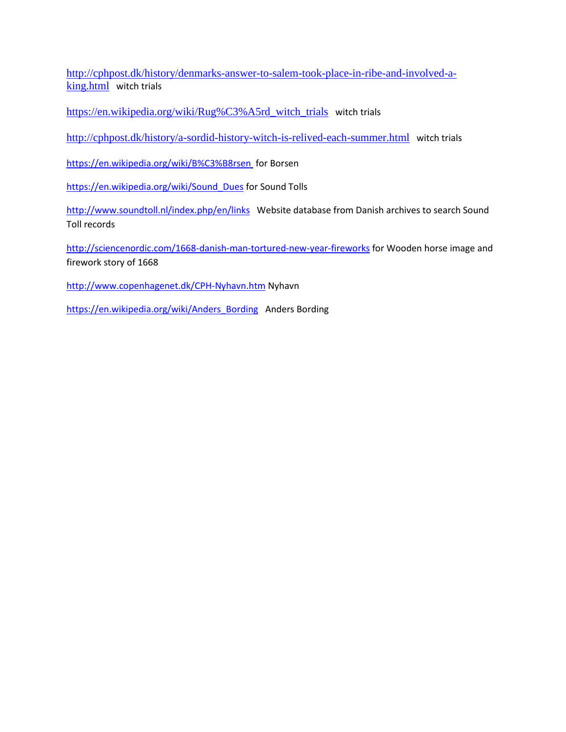http://cphpost.dk/history/denmarks-answer-to-salem-took-place-in-ribe-and-involved-a-king.html witch trials

https://en.wikipedia.org/wiki/Rug%C3%A5rd_witch_trials witch trials

http://cphpost.dk/history/a-sordid-history-witch-is-relived-each-summer.html witch trials

https://en.wikipedia.org/wiki/B%C3%B8rsen for Borsen

https://en.wikipedia.org/wiki/Sound_Dues for Sound Tolls

http://www.soundtoll.nl/index.php/en/links Website database from Danish archives to search Sound Toll records

http://sciencenordic.com/1668-danish-man-tortured-new-year-fireworks for Wooden horse image and firework story of 1668

http://www.copenhagenet.dk/CPH-Nyhavn.htm Nyhavn

https://en.wikipedia.org/wiki/Anders_Bording Anders Bording